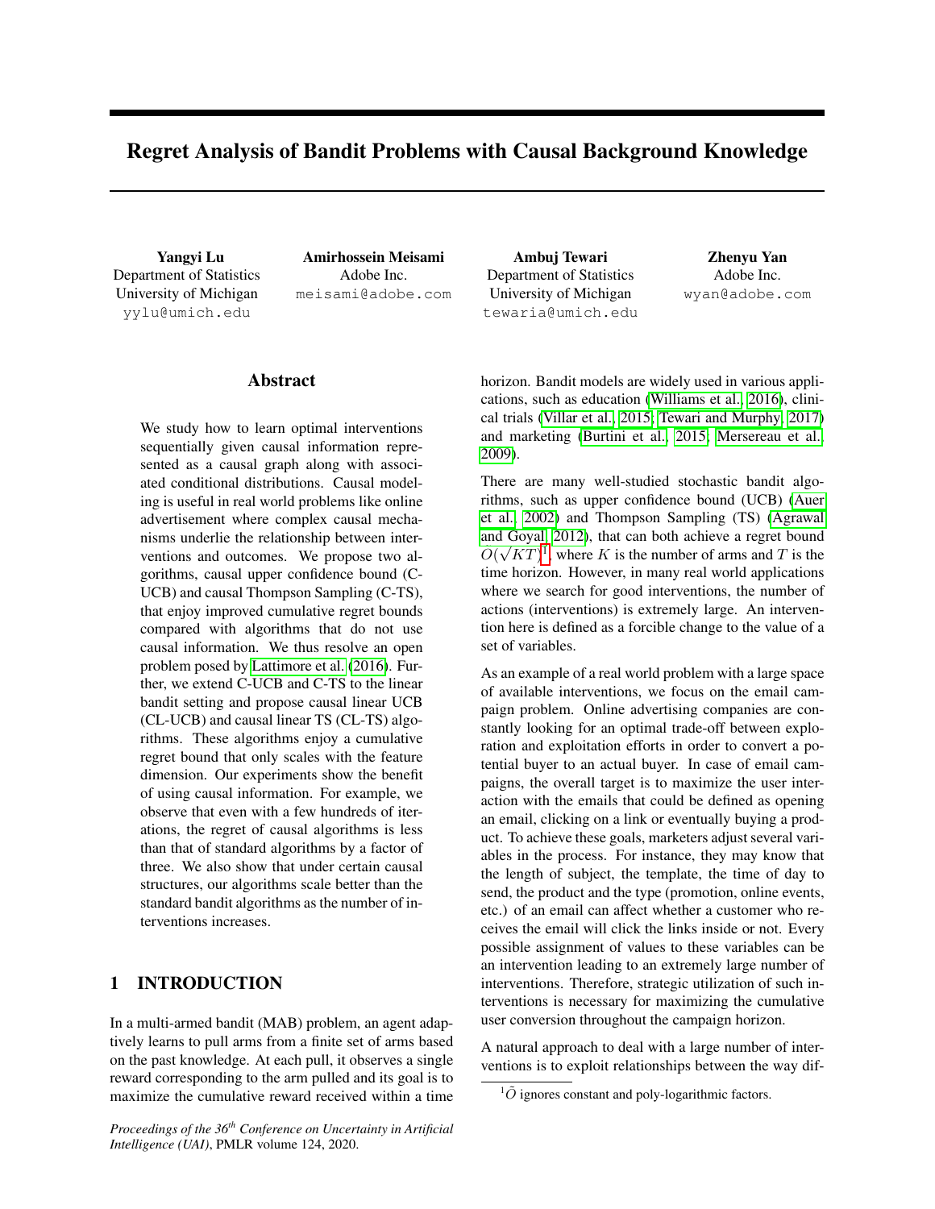# Regret Analysis of Bandit Problems with Causal Background Knowledge

**Yangyi Lu**
Department of Statistics
University of Michigan
yylu@umich.edu

**Amirhossein Meisami**
Adobe Inc.
meisami@adobe.com

**Ambuj Tewari**
Department of Statistics
University of Michigan
tewaria@umich.edu

**Zhenyu Yan**
Adobe Inc.
wyan@adobe.com

## Abstract

We study how to learn optimal interventions sequentially given causal information represented as a causal graph along with associated conditional distributions. Causal modeling is useful in real world problems like online advertisement where complex causal mechanisms underlie the relationship between interventions and outcomes. We propose two algorithms, causal upper confidence bound (C-UCB) and causal Thompson Sampling (C-TS), that enjoy improved cumulative regret bounds compared with algorithms that do not use causal information. We thus resolve an open problem posed by Lattimore et al. (2016). Further, we extend C-UCB and C-TS to the linear bandit setting and propose causal linear UCB (CL-UCB) and causal linear TS (CL-TS) algorithms. These algorithms enjoy a cumulative regret bound that only scales with the feature dimension. Our experiments show the benefit of using causal information. For example, we observe that even with a few hundreds of iterations, the regret of causal algorithms is less than that of standard algorithms by a factor of three. We also show that under certain causal structures, our algorithms scale better than the standard bandit algorithms as the number of interventions increases.

## 1 INTRODUCTION

In a multi-armed bandit (MAB) problem, an agent adaptively learns to pull arms from a finite set of arms based on the past knowledge. At each pull, it observes a single reward corresponding to the arm pulled and its goal is to maximize the cumulative reward received within a time horizon. Bandit models are widely used in various applications, such as education (Williams et al., 2016), clinical trials (Villar et al., 2015; Tewari and Murphy, 2017) and marketing (Burtini et al., 2015; Mersereau et al., 2009).

There are many well-studied stochastic bandit algorithms, such as upper confidence bound (UCB) (Auer et al., 2002) and Thompson Sampling (TS) (Agrawal and Goyal, 2012), that can both achieve a regret bound $\tilde{O}(\sqrt{KT})$[1], where $K$ is the number of arms and $T$ is the time horizon. However, in many real world applications where we search for good interventions, the number of actions (interventions) is extremely large. An intervention here is defined as a forcible change to the value of a set of variables.

As an example of a real world problem with a large space of available interventions, we focus on the email campaign problem. Online advertising companies are constantly looking for an optimal trade-off between exploration and exploitation efforts in order to convert a potential buyer to an actual buyer. In case of email campaigns, the overall target is to maximize the user interaction with the emails that could be defined as opening an email, clicking on a link or eventually buying a product. To achieve these goals, marketers adjust several variables in the process. For instance, they may know that the length of subject, the template, the time of day to send, the product and the type (promotion, online events, etc.) of an email can affect whether a customer who receives the email will click the links inside or not. Every possible assignment of values to these variables can be an intervention leading to an extremely large number of interventions. Therefore, strategic utilization of such interventions is necessary for maximizing the cumulative user conversion throughout the campaign horizon.

A natural approach to deal with a large number of interventions is to exploit relationships between the way dif-

[1] $\tilde{O}$ ignores constant and poly-logarithmic factors.

*Proceedings of the 36th Conference on Uncertainty in Artificial Intelligence (UAI)*, PMLR volume 124, 2020.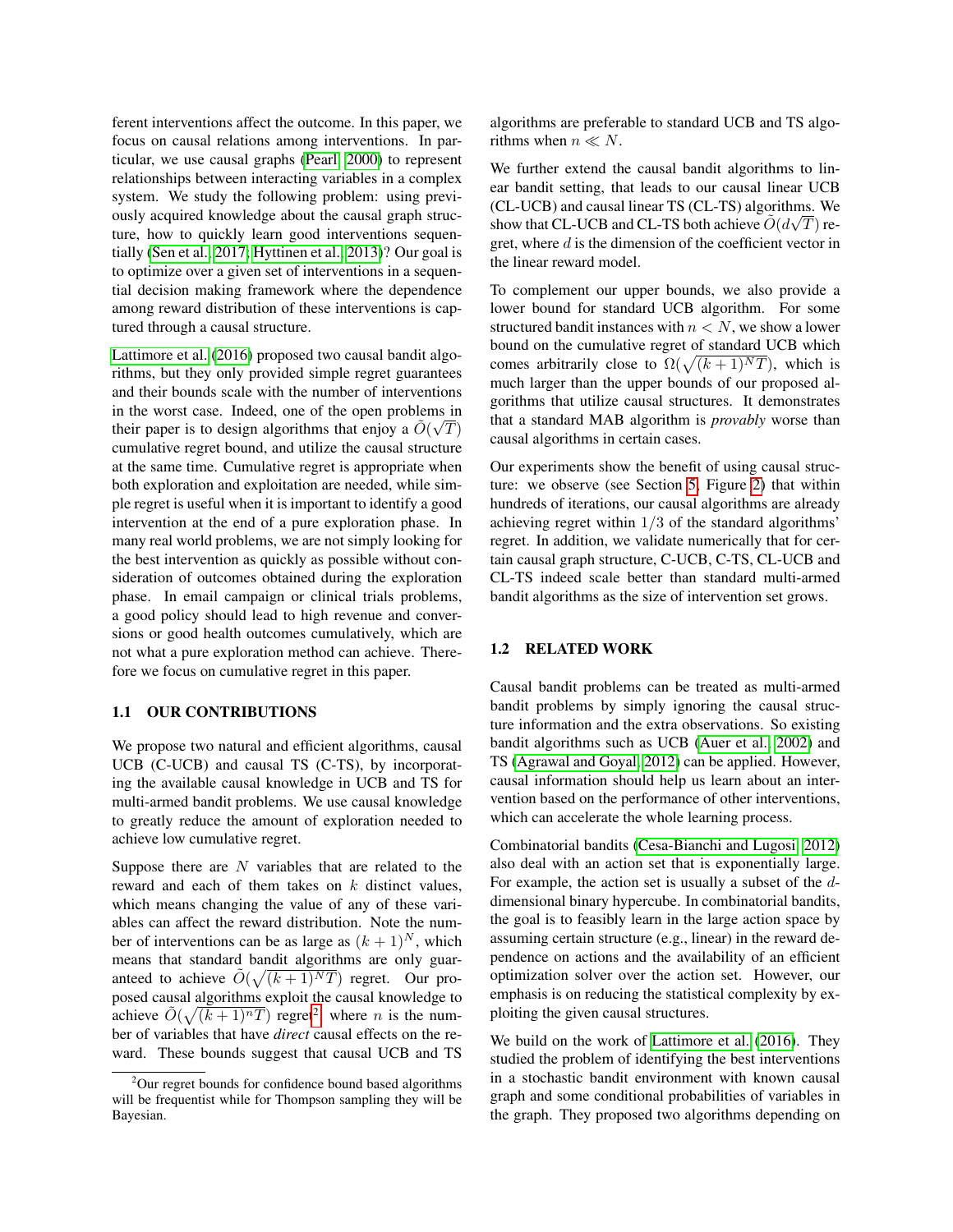ferent interventions affect the outcome. In this paper, we focus on causal relations among interventions. In particular, we use causal graphs (Pearl, 2000) to represent relationships between interacting variables in a complex system. We study the following problem: using previously acquired knowledge about the causal graph structure, how to quickly learn good interventions sequentially (Sen et al., 2017; Hyttinen et al., 2013)? Our goal is to optimize over a given set of interventions in a sequential decision making framework where the dependence among reward distribution of these interventions is captured through a causal structure.

Lattimore et al. (2016) proposed two causal bandit algorithms, but they only provided simple regret guarantees and their bounds scale with the number of interventions in the worst case. Indeed, one of the open problems in their paper is to design algorithms that enjoy a $\tilde{O}(\sqrt{T})$ cumulative regret bound, and utilize the causal structure at the same time. Cumulative regret is appropriate when both exploration and exploitation are needed, while simple regret is useful when it is important to identify a good intervention at the end of a pure exploration phase. In many real world problems, we are not simply looking for the best intervention as quickly as possible without consideration of outcomes obtained during the exploration phase. In email campaign or clinical trials problems, a good policy should lead to high revenue and conversions or good health outcomes cumulatively, which are not what a pure exploration method can achieve. Therefore we focus on cumulative regret in this paper.

### 1.1 OUR CONTRIBUTIONS

We propose two natural and efficient algorithms, causal UCB (C-UCB) and causal TS (C-TS), by incorporating the available causal knowledge in UCB and TS for multi-armed bandit problems. We use causal knowledge to greatly reduce the amount of exploration needed to achieve low cumulative regret.

Suppose there are $N$ variables that are related to the reward and each of them takes on $k$ distinct values, which means changing the value of any of these variables can affect the reward distribution. Note the number of interventions can be as large as $(k+1)^N$, which means that standard bandit algorithms are only guaranteed to achieve $\tilde{O}(\sqrt{(k+1)^N T})$ regret. Our proposed causal algorithms exploit the causal knowledge to achieve $\tilde{O}(\sqrt{(k+1)^n T})$ regret[2], where $n$ is the number of variables that have *direct* causal effects on the reward. These bounds suggest that causal UCB and TS algorithms are preferable to standard UCB and TS algorithms when $n \ll N$.

We further extend the causal bandit algorithms to linear bandit setting, that leads to our causal linear UCB (CL-UCB) and causal linear TS (CL-TS) algorithms. We show that CL-UCB and CL-TS both achieve $\tilde{O}(d\sqrt{T})$ regret, where $d$ is the dimension of the coefficient vector in the linear reward model.

To complement our upper bounds, we also provide a lower bound for standard UCB algorithm. For some structured bandit instances with $n < N$, we show a lower bound on the cumulative regret of standard UCB which comes arbitrarily close to $\Omega(\sqrt{(k+1)^N T})$, which is much larger than the upper bounds of our proposed algorithms that utilize causal structures. It demonstrates that a standard MAB algorithm is *provably* worse than causal algorithms in certain cases.

Our experiments show the benefit of using causal structure: we observe (see Section 5, Figure 2) that within hundreds of iterations, our causal algorithms are already achieving regret within $1/3$ of the standard algorithms' regret. In addition, we validate numerically that for certain causal graph structure, C-UCB, C-TS, CL-UCB and CL-TS indeed scale better than standard multi-armed bandit algorithms as the size of intervention set grows.

### 1.2 RELATED WORK

Causal bandit problems can be treated as multi-armed bandit problems by simply ignoring the causal structure information and the extra observations. So existing bandit algorithms such as UCB (Auer et al., 2002) and TS (Agrawal and Goyal, 2012) can be applied. However, causal information should help us learn about an intervention based on the performance of other interventions, which can accelerate the whole learning process.

Combinatorial bandits (Cesa-Bianchi and Lugosi, 2012) also deal with an action set that is exponentially large. For example, the action set is usually a subset of the $d$-dimensional binary hypercube. In combinatorial bandits, the goal is to feasibly learn in the large action space by assuming certain structure (e.g., linear) in the reward dependence on actions and the availability of an efficient optimization solver over the action set. However, our emphasis is on reducing the statistical complexity by exploiting the given causal structures.

We build on the work of Lattimore et al. (2016). They studied the problem of identifying the best interventions in a stochastic bandit environment with known causal graph and some conditional probabilities of variables in the graph. They proposed two algorithms depending on

[2] Our regret bounds for confidence bound based algorithms will be frequentist while for Thompson sampling they will be Bayesian.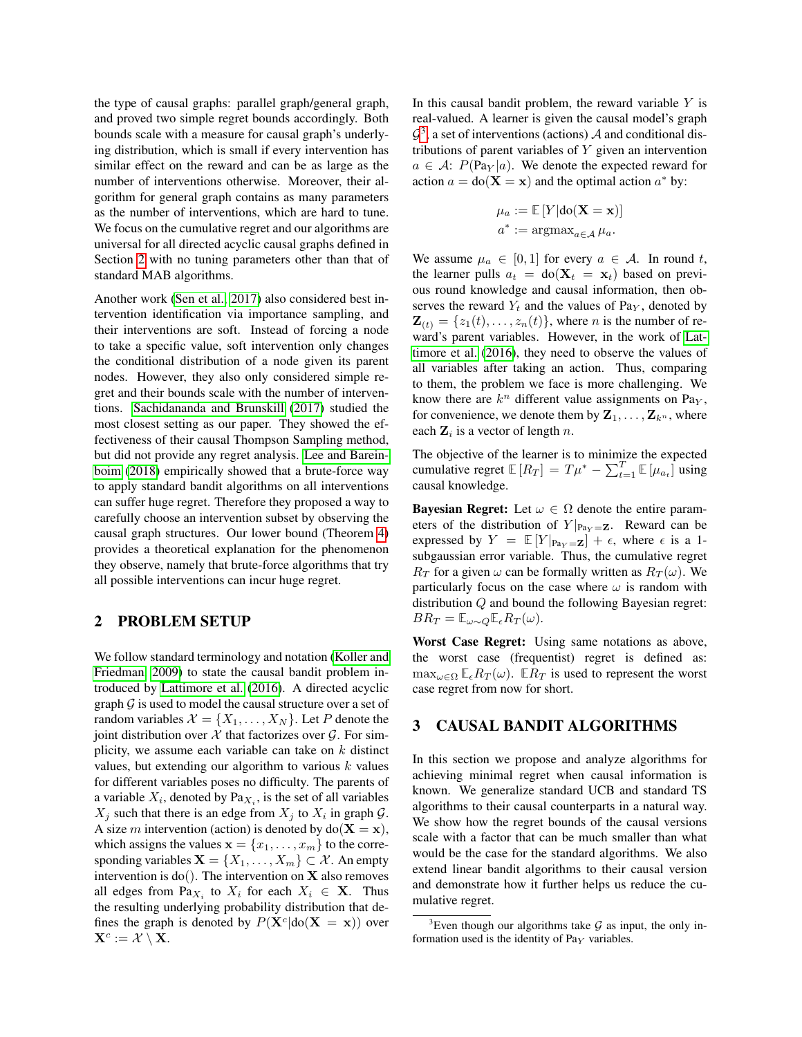the type of causal graphs: parallel graph/general graph, and proved two simple regret bounds accordingly. Both bounds scale with a measure for causal graph's underlying distribution, which is small if every intervention has similar effect on the reward and can be as large as the number of interventions otherwise. Moreover, their algorithm for general graph contains as many parameters as the number of interventions, which are hard to tune. We focus on the cumulative regret and our algorithms are universal for all directed acyclic causal graphs defined in Section 2 with no tuning parameters other than that of standard MAB algorithms.

Another work (Sen et al., 2017) also considered best intervention identification via importance sampling, and their interventions are soft. Instead of forcing a node to take a specific value, soft intervention only changes the conditional distribution of a node given its parent nodes. However, they also only considered simple regret and their bounds scale with the number of interventions. Sachidananda and Brunskill (2017) studied the most closest setting as our paper. They showed the effectiveness of their causal Thompson Sampling method, but did not provide any regret analysis. Lee and Bareinboim (2018) empirically showed that a brute-force way to apply standard bandit algorithms on all interventions can suffer huge regret. Therefore they proposed a way to carefully choose an intervention subset by observing the causal graph structures. Our lower bound (Theorem 4) provides a theoretical explanation for the phenomenon they observe, namely that brute-force algorithms that try all possible interventions can incur huge regret.

## 2 PROBLEM SETUP

We follow standard terminology and notation (Koller and Friedman, 2009) to state the causal bandit problem introduced by Lattimore et al. (2016). A directed acyclic graph $\mathcal{G}$ is used to model the causal structure over a set of random variables $\mathcal{X} = \{X_1, \dots, X_N\}$. Let $P$ denote the joint distribution over $\mathcal{X}$ that factorizes over $\mathcal{G}$. For simplicity, we assume each variable can take on $k$ distinct values, but extending our algorithm to various $k$ values for different variables poses no difficulty. The parents of a variable $X_i$, denoted by $\text{Pa}_{X_i}$, is the set of all variables $X_j$ such that there is an edge from $X_j$ to $X_i$ in graph $\mathcal{G}$. A size $m$ intervention (action) is denoted by $\text{do}(\mathbf{X} = \mathbf{x})$, which assigns the values $\mathbf{x} = \{x_1, \dots, x_m\}$ to the corresponding variables $\mathbf{X} = \{X_1, \dots, X_m\} \subset \mathcal{X}$. An empty intervention is do(). The intervention on $\mathbf{X}$ also removes all edges from $\text{Pa}_{X_i}$ to $X_i$ for each $X_i \in \mathbf{X}$. Thus the resulting underlying probability distribution that defines the graph is denoted by $P(\mathbf{X}^c | \text{do}(\mathbf{X} = \mathbf{x}))$ over $\mathbf{X}^c := \mathcal{X} \setminus \mathbf{X}$.

In this causal bandit problem, the reward variable $Y$ is real-valued. A learner is given the causal model's graph $\mathcal{G}$[3], a set of interventions (actions) $\mathcal{A}$ and conditional distributions of parent variables of $Y$ given an intervention $a \in \mathcal{A}$: $P(\text{Pa}_Y | a)$. We denote the expected reward for action $a = \text{do}(\mathbf{X} = \mathbf{x})$ and the optimal action $a^*$ by:

$$\mu_a := \mathbb{E}\left[Y | \text{do}(\mathbf{X} = \mathbf{x})\right]$$
$$a^* := \text{argmax}_{a \in \mathcal{A}} \, \mu_a.$$

We assume $\mu_a \in [0, 1]$ for every $a \in \mathcal{A}$. In round $t$, the learner pulls $a_t = \text{do}(\mathbf{X}_t = \mathbf{x}_t)$ based on previous round knowledge and causal information, then observes the reward $Y_t$ and the values of $\text{Pa}_Y$, denoted by $\mathbf{Z}_{(t)} = \{z_1(t), \dots, z_n(t)\}$, where $n$ is the number of reward's parent variables. However, in the work of Lattimore et al. (2016), they need to observe the values of all variables after taking an action. Thus, comparing to them, the problem we face is more challenging. We know there are $k^n$ different value assignments on $\text{Pa}_Y$, for convenience, we denote them by $\mathbf{Z}_1, \dots, \mathbf{Z}_{k^n}$, where each $\mathbf{Z}_i$ is a vector of length $n$.

The objective of the learner is to minimize the expected cumulative regret $\mathbb{E}\left[R_T\right] = T\mu^* - \sum_{t=1}^{T} \mathbb{E}\left[\mu_{a_t}\right]$ using causal knowledge.

**Bayesian Regret:** Let $\omega \in \Omega$ denote the entire parameters of the distribution of $Y|_{\text{Pa}_Y = \mathbf{Z}}$. Reward can be expressed by $Y = \mathbb{E}\left[Y|_{\text{Pa}_Y = \mathbf{Z}}\right] + \epsilon$, where $\epsilon$ is a 1-subgaussian error variable. Thus, the cumulative regret $R_T$ for a given $\omega$ can be formally written as $R_T(\omega)$. We particularly focus on the case where $\omega$ is random with distribution $Q$ and bound the following Bayesian regret: $BR_T = \mathbb{E}_{\omega \sim Q} \mathbb{E}_{\epsilon} R_T(\omega)$.

**Worst Case Regret:** Using same notations as above, the worst case (frequentist) regret is defined as: $\max_{\omega \in \Omega} \mathbb{E}_{\epsilon} R_T(\omega)$. $\mathbb{E}R_T$ is used to represent the worst case regret from now for short.

## 3 CAUSAL BANDIT ALGORITHMS

In this section we propose and analyze algorithms for achieving minimal regret when causal information is known. We generalize standard UCB and standard TS algorithms to their causal counterparts in a natural way. We show how the regret bounds of the causal versions scale with a factor that can be much smaller than what would be the case for the standard algorithms. We also extend linear bandit algorithms to their causal version and demonstrate how it further helps us reduce the cumulative regret.

[3] Even though our algorithms take $\mathcal{G}$ as input, the only information used is the identity of $\text{Pa}_Y$ variables.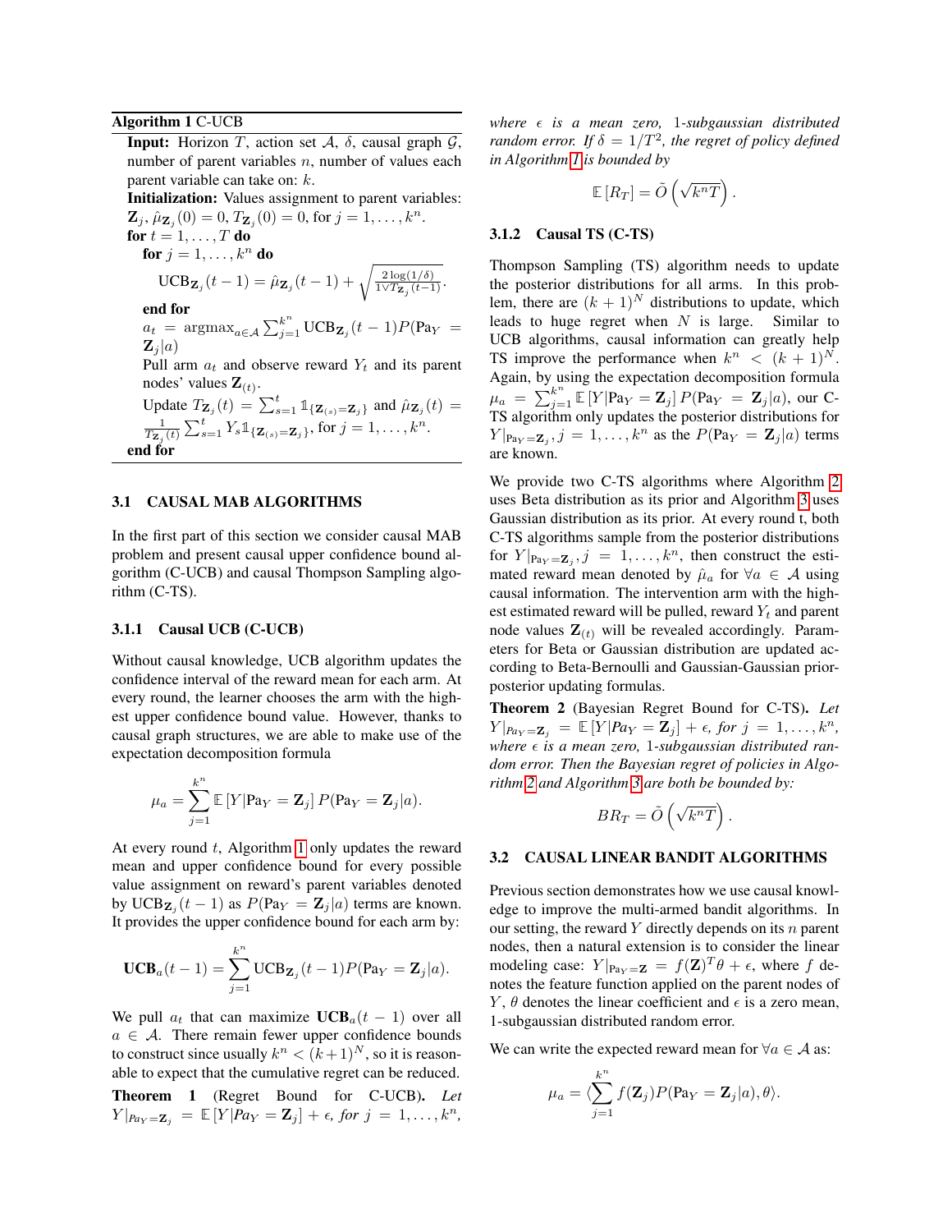**Algorithm 1** C-UCB

**Input:** Horizon $T$, action set $\mathcal{A}$, $\delta$, causal graph $\mathcal{G}$, number of parent variables $n$, number of values each parent variable can take on: $k$.

**Initialization:** Values assignment to parent variables: $\mathbf{Z}_j$, $\hat{\mu}_{\mathbf{Z}_j}(0) = 0$, $T_{\mathbf{Z}_j}(0) = 0$, for $j = 1, \ldots, k^n$.

**for** $t = 1, \ldots, T$ **do**

  **for** $j = 1, \ldots, k^n$ **do**

$$\text{UCB}_{\mathbf{Z}_j}(t-1) = \hat{\mu}_{\mathbf{Z}_j}(t-1) + \sqrt{\frac{2\log(1/\delta)}{1 \vee T_{\mathbf{Z}_j}(t-1)}}.$$

  **end for**

  $a_t = \text{argmax}_{a \in \mathcal{A}} \sum_{j=1}^{k^n} \text{UCB}_{\mathbf{Z}_j}(t-1) P(\text{Pa}_Y = \mathbf{Z}_j | a)$

  Pull arm $a_t$ and observe reward $Y_t$ and its parent nodes' values $\mathbf{Z}_{(t)}$.

  Update $T_{\mathbf{Z}_j}(t) = \sum_{s=1}^{t} \mathbb{1}_{\{\mathbf{Z}_{(s)} = \mathbf{Z}_j\}}$ and $\hat{\mu}_{\mathbf{Z}_j}(t) = \frac{1}{T_{\mathbf{Z}_j}(t)} \sum_{s=1}^{t} Y_s \mathbb{1}_{\{\mathbf{Z}_{(s)} = \mathbf{Z}_j\}}$, for $j = 1, \ldots, k^n$.

**end for**

### 3.1 CAUSAL MAB ALGORITHMS

In the first part of this section we consider causal MAB problem and present causal upper confidence bound algorithm (C-UCB) and causal Thompson Sampling algorithm (C-TS).

#### 3.1.1 Causal UCB (C-UCB)

Without causal knowledge, UCB algorithm updates the confidence interval of the reward mean for each arm. At every round, the learner chooses the arm with the highest upper confidence bound value. However, thanks to causal graph structures, we are able to make use of the expectation decomposition formula

$$\mu_a = \sum_{j=1}^{k^n} \mathbb{E}\left[Y | \text{Pa}_Y = \mathbf{Z}_j\right] P(\text{Pa}_Y = \mathbf{Z}_j | a).$$

At every round $t$, Algorithm 1 only updates the reward mean and upper confidence bound for every possible value assignment on reward's parent variables denoted by $\text{UCB}_{\mathbf{Z}_j}(t-1)$ as $P(\text{Pa}_Y = \mathbf{Z}_j | a)$ terms are known. It provides the upper confidence bound for each arm by:

$$\textbf{UCB}_a(t-1) = \sum_{j=1}^{k^n} \text{UCB}_{\mathbf{Z}_j}(t-1) P(\text{Pa}_Y = \mathbf{Z}_j | a).$$

We pull $a_t$ that can maximize $\textbf{UCB}_a(t-1)$ over all $a \in \mathcal{A}$. There remain fewer upper confidence bounds to construct since usually $k^n < (k+1)^N$, so it is reasonable to expect that the cumulative regret can be reduced.

**Theorem 1** (Regret Bound for C-UCB). *Let $Y|_{Pa_Y = \mathbf{Z}_j} = \mathbb{E}\left[Y | Pa_Y = \mathbf{Z}_j\right] + \epsilon$, for $j = 1, \ldots, k^n$, where $\epsilon$ is a mean zero, 1-subgaussian distributed random error. If $\delta = 1/T^2$, the regret of policy defined in Algorithm 1 is bounded by*

$$\mathbb{E}\left[R_T\right] = \tilde{O}\left(\sqrt{k^n T}\right).$$

#### 3.1.2 Causal TS (C-TS)

Thompson Sampling (TS) algorithm needs to update the posterior distributions for all arms. In this problem, there are $(k+1)^N$ distributions to update, which leads to huge regret when $N$ is large. Similar to UCB algorithms, causal information can greatly help TS improve the performance when $k^n < (k+1)^N$. Again, by using the expectation decomposition formula $\mu_a = \sum_{j=1}^{k^n} \mathbb{E}\left[Y | \text{Pa}_Y = \mathbf{Z}_j\right] P(\text{Pa}_Y = \mathbf{Z}_j | a)$, our C-TS algorithm only updates the posterior distributions for $Y|_{\text{Pa}_Y = \mathbf{Z}_j}, j = 1, \ldots, k^n$ as the $P(\text{Pa}_Y = \mathbf{Z}_j | a)$ terms are known.

We provide two C-TS algorithms where Algorithm 2 uses Beta distribution as its prior and Algorithm 3 uses Gaussian distribution as its prior. At every round t, both C-TS algorithms sample from the posterior distributions for $Y|_{\text{Pa}_Y = \mathbf{Z}_j}, j = 1, \ldots, k^n$, then construct the estimated reward mean denoted by $\hat{\mu}_a$ for $\forall a \in \mathcal{A}$ using causal information. The intervention arm with the highest estimated reward will be pulled, reward $Y_t$ and parent node values $\mathbf{Z}_{(t)}$ will be revealed accordingly. Parameters for Beta or Gaussian distribution are updated according to Beta-Bernoulli and Gaussian-Gaussian prior-posterior updating formulas.

**Theorem 2** (Bayesian Regret Bound for C-TS). *Let $Y|_{Pa_Y = \mathbf{Z}_j} = \mathbb{E}\left[Y | Pa_Y = \mathbf{Z}_j\right] + \epsilon$, for $j = 1, \ldots, k^n$, where $\epsilon$ is a mean zero, 1-subgaussian distributed random error. Then the Bayesian regret of policies in Algorithm 2 and Algorithm 3 are both be bounded by:*

$$BR_T = \tilde{O}\left(\sqrt{k^n T}\right).$$

### 3.2 CAUSAL LINEAR BANDIT ALGORITHMS

Previous section demonstrates how we use causal knowledge to improve the multi-armed bandit algorithms. In our setting, the reward $Y$ directly depends on its $n$ parent nodes, then a natural extension is to consider the linear modeling case: $Y|_{\text{Pa}_Y = \mathbf{Z}} = f(\mathbf{Z})^T \theta + \epsilon$, where $f$ denotes the feature function applied on the parent nodes of $Y$, $\theta$ denotes the linear coefficient and $\epsilon$ is a zero mean, 1-subgaussian distributed random error.

We can write the expected reward mean for $\forall a \in \mathcal{A}$ as:

$$\mu_a = \langle \sum_{j=1}^{k^n} f(\mathbf{Z}_j) P(\text{Pa}_Y = \mathbf{Z}_j | a), \theta \rangle.$$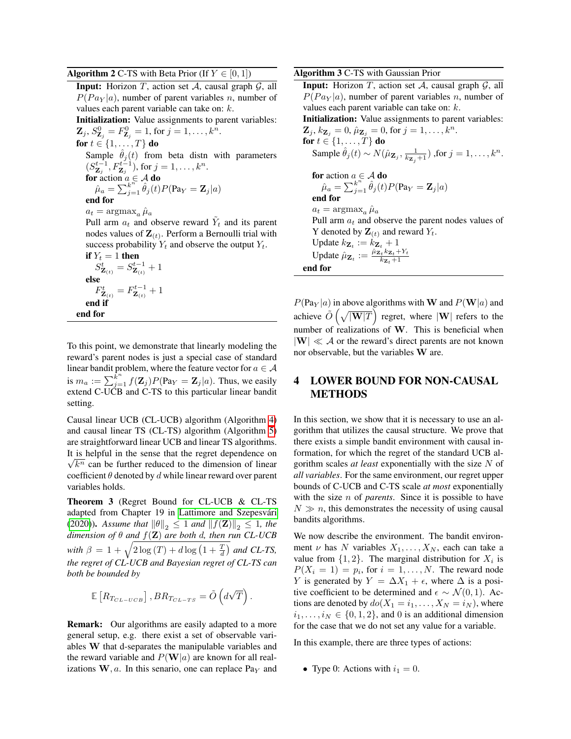**Algorithm 2** C-TS with Beta Prior (If $Y \in [0, 1]$)

**Input:** Horizon $T$, action set $\mathcal{A}$, causal graph $\mathcal{G}$, all $P(Pa_Y|a)$, number of parent variables $n$, number of values each parent variable can take on: $k$.
**Initialization:** Value assignments to parent variables: $\mathbf{Z}_j$, $S^0_{\mathbf{Z}_j} = F^0_{\mathbf{Z}_j} = 1$, for $j = 1, \ldots, k^n$.
**for** $t \in \{1, \ldots, T\}$ **do**
  Sample $\hat{\theta}_j(t)$ from beta distn with parameters $(S^{t-1}_{\mathbf{Z}_j}, F^{t-1}_{\mathbf{Z}_j})$, for $j = 1, \ldots, k^n$.
  **for** action $a \in \mathcal{A}$ **do**
    $\hat{\mu}_a = \sum_{j=1}^{k^n} \hat{\theta}_j(t) P(\text{Pa}_Y = \mathbf{Z}_j|a)$
  **end for**
  $a_t = \text{argmax}_a \, \hat{\mu}_a$
  Pull arm $a_t$ and observe reward $\tilde{Y}_t$ and its parent nodes values of $\mathbf{Z}_{(t)}$. Perform a Bernoulli trial with success probability $Y_t$ and observe the output $Y_t$.
  **if** $Y_t = 1$ **then**
    $S^t_{\mathbf{Z}_{(t)}} = S^{t-1}_{\mathbf{Z}_{(t)}} + 1$
  **else**
    $F^t_{\mathbf{Z}_{(t)}} = F^{t-1}_{\mathbf{Z}_{(t)}} + 1$
  **end if**
**end for**

**Algorithm 3** C-TS with Gaussian Prior

**Input:** Horizon $T$, action set $\mathcal{A}$, causal graph $\mathcal{G}$, all $P(Pa_Y|a)$, number of parent variables $n$, number of values each parent variable can take on: $k$.
**Initialization:** Value assignments to parent variables: $\mathbf{Z}_j$, $k_{\mathbf{Z}_j} = 0$, $\hat{\mu}_{\mathbf{Z}_j} = 0$, for $j = 1, \ldots, k^n$.
**for** $t \in \{1, \ldots, T\}$ **do**
  Sample $\hat{\theta}_j(t) \sim N(\hat{\mu}_{\mathbf{Z}_j}, \frac{1}{k_{\mathbf{Z}_j}+1})$ ,for $j = 1, \ldots, k^n$.
  **for** action $a \in \mathcal{A}$ **do**
    $\hat{\mu}_a = \sum_{j=1}^{k^n} \hat{\theta}_j(t) P(\text{Pa}_Y = \mathbf{Z}_j|a)$
  **end for**
  $a_t = \text{argmax}_a \, \hat{\mu}_a$
  Pull arm $a_t$ and observe the parent nodes values of Y denoted by $\mathbf{Z}_{(t)}$ and reward $Y_t$.
  Update $k_{\mathbf{Z}_t} := k_{\mathbf{Z}_t} + 1$
  Update $\hat{\mu}_{\mathbf{Z}_t} := \frac{\hat{\mu}_{\mathbf{Z}_t} k_{\mathbf{Z}_t} + Y_t}{k_{\mathbf{Z}_t}+1}$
**end for**

To this point, we demonstrate that linearly modeling the reward's parent nodes is just a special case of standard linear bandit problem, where the feature vector for $a \in \mathcal{A}$ is $m_a := \sum_{j=1}^{k^n} f(\mathbf{Z}_j) P(\text{Pa}_Y = \mathbf{Z}_j|a)$. Thus, we easily extend C-UCB and C-TS to this particular linear bandit setting.

Causal linear UCB (CL-UCB) algorithm (Algorithm 4) and causal linear TS (CL-TS) algorithm (Algorithm 5) are straightforward linear UCB and linear TS algorithms. It is helpful in the sense that the regret dependence on $\sqrt{k^n}$ can be further reduced to the dimension of linear coefficient $\theta$ denoted by $d$ while linear reward over parent variables holds.

**Theorem 3** (Regret Bound for CL-UCB & CL-TS adapted from Chapter 19 in Lattimore and Szepesvári (2020)). *Assume that $\|\theta\|_2 \le 1$ and $\|f(\mathbf{Z})\|_2 \le 1$, the dimension of $\theta$ and $f(\mathbf{Z})$ are both d, then run CL-UCB with $\beta = 1 + \sqrt{2\log(T) + d\log\left(1 + \frac{T}{d}\right)}$ and CL-TS, the regret of CL-UCB and Bayesian regret of CL-TS can both be bounded by*

$$\mathbb{E}\left[R_{T_{CL-UCB}}\right], BR_{T_{CL-TS}} = \tilde{O}\left(d\sqrt{T}\right).$$

**Remark:** Our algorithms are easily adapted to a more general setup, e.g. there exist a set of observable variables $\mathbf{W}$ that d-separates the manipulable variables and the reward variable and $P(\mathbf{W}|a)$ are known for all realizations $\mathbf{W}, a$. In this senario, one can replace $\text{Pa}_Y$ and $P(\text{Pa}_Y|a)$ in above algorithms with $\mathbf{W}$ and $P(\mathbf{W}|a)$ and achieve $\tilde{O}\left(\sqrt{|\mathbf{W}|T}\right)$ regret, where $|\mathbf{W}|$ refers to the number of realizations of $\mathbf{W}$. This is beneficial when $|\mathbf{W}| \ll \mathcal{A}$ or the reward's direct parents are not known nor observable, but the variables $\mathbf{W}$ are.

# 4 LOWER BOUND FOR NON-CAUSAL METHODS

In this section, we show that it is necessary to use an algorithm that utilizes the causal structure. We prove that there exists a simple bandit environment with causal information, for which the regret of the standard UCB algorithm scales *at least* exponentially with the size $N$ of *all variables*. For the same environment, our regret upper bounds of C-UCB and C-TS scale *at most* exponentially with the size $n$ of *parents*. Since it is possible to have $N \gg n$, this demonstrates the necessity of using causal bandits algorithms.

We now describe the environment. The bandit environment $\nu$ has $N$ variables $X_1, \ldots, X_N$, each can take a value from $\{1, 2\}$. The marginal distribution for $X_i$ is $P(X_i = 1) = p_i$, for $i = 1, \ldots, N$. The reward node $Y$ is generated by $Y = \Delta X_1 + \epsilon$, where $\Delta$ is a positive coefficient to be determined and $\epsilon \sim \mathcal{N}(0, 1)$. Actions are denoted by $do(X_1 = i_1, \ldots, X_N = i_N)$, where $i_1, \ldots, i_N \in \{0, 1, 2\}$, and 0 is an additional dimension for the case that we do not set any value for a variable.

In this example, there are three types of actions:

- Type 0: Actions with $i_1 = 0$.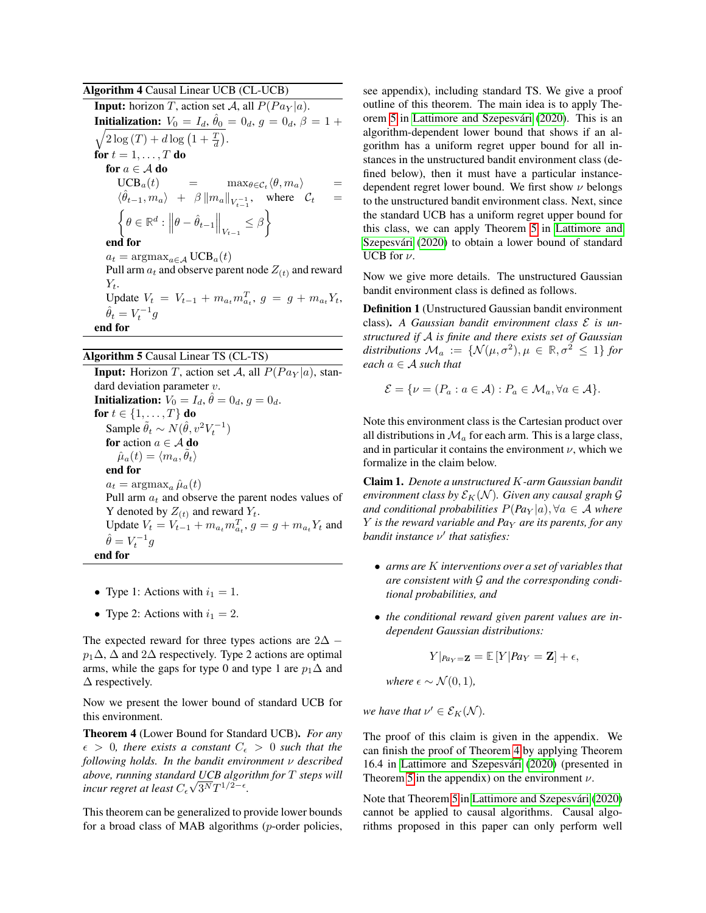**Algorithm 4** Causal Linear UCB (CL-UCB)

**Input:** horizon $T$, action set $\mathcal{A}$, all $P(Pa_Y|a)$.
**Initialization:** $V_0 = I_d$, $\hat{\theta}_0 = 0_d$, $g = 0_d$, $\beta = 1 + \sqrt{2\log(T) + d\log\left(1 + \frac{T}{d}\right)}$.
**for** $t = 1, \ldots, T$ **do**
  **for** $a \in \mathcal{A}$ **do**
    $\text{UCB}_a(t) = \max_{\theta \in \mathcal{C}_t} \langle \theta, m_a \rangle = \langle \hat{\theta}_{t-1}, m_a \rangle + \beta \|m_a\|_{V_{t-1}^{-1}}$, where $\mathcal{C}_t = \left\{ \theta \in \mathbb{R}^d : \left\| \theta - \hat{\theta}_{t-1} \right\|_{V_{t-1}} \leq \beta \right\}$
  **end for**
  $a_t = \text{argmax}_{a \in \mathcal{A}} \text{UCB}_a(t)$
  Pull arm $a_t$ and observe parent node $Z_{(t)}$ and reward $Y_t$.
  Update $V_t = V_{t-1} + m_{a_t} m_{a_t}^T$, $g = g + m_{a_t} Y_t$, $\hat{\theta}_t = V_t^{-1} g$
**end for**

**Algorithm 5** Causal Linear TS (CL-TS)

**Input:** Horizon $T$, action set $\mathcal{A}$, all $P(Pa_Y|a)$, standard deviation parameter $v$.
**Initialization:** $V_0 = I_d$, $\hat{\theta} = 0_d$, $g = 0_d$.
**for** $t \in \{1, \ldots, T\}$ **do**
  Sample $\tilde{\theta}_t \sim N(\hat{\theta}, v^2 V_t^{-1})$
  **for** action $a \in \mathcal{A}$ **do**
    $\hat{\mu}_a(t) = \langle m_a, \tilde{\theta}_t \rangle$
  **end for**
  $a_t = \text{argmax}_a \hat{\mu}_a(t)$
  Pull arm $a_t$ and observe the parent nodes values of Y denoted by $Z_{(t)}$ and reward $Y_t$.
  Update $V_t = V_{t-1} + m_{a_t} m_{a_t}^T$, $g = g + m_{a_t} Y_t$ and $\hat{\theta} = V_t^{-1} g$
**end for**

- Type 1: Actions with $i_1 = 1$.
- Type 2: Actions with $i_1 = 2$.

The expected reward for three types actions are $2\Delta - p_1\Delta$, $\Delta$ and $2\Delta$ respectively. Type 2 actions are optimal arms, while the gaps for type 0 and type 1 are $p_1\Delta$ and $\Delta$ respectively.

Now we present the lower bound of standard UCB for this environment.

**Theorem 4** (Lower Bound for Standard UCB). *For any $\epsilon > 0$, there exists a constant $C_\epsilon > 0$ such that the following holds. In the bandit environment $\nu$ described above, running standard UCB algorithm for $T$ steps will incur regret at least $C_\epsilon \sqrt{3^N} T^{1/2-\epsilon}$.*

This theorem can be generalized to provide lower bounds for a broad class of MAB algorithms ($p$-order policies, see appendix), including standard TS. We give a proof outline of this theorem. The main idea is to apply Theorem 5 in Lattimore and Szepesvári (2020). This is an algorithm-dependent lower bound that shows if an algorithm has a uniform regret upper bound for all instances in the unstructured bandit environment class (defined below), then it must have a particular instance-dependent regret lower bound. We first show $\nu$ belongs to the unstructured bandit environment class. Next, since the standard UCB has a uniform regret upper bound for this class, we can apply Theorem 5 in Lattimore and Szepesvári (2020) to obtain a lower bound of standard UCB for $\nu$.

Now we give more details. The unstructured Gaussian bandit environment class is defined as follows.

**Definition 1** (Unstructured Gaussian bandit environment class). *A Gaussian bandit environment class $\mathcal{E}$ is unstructured if $\mathcal{A}$ is finite and there exists set of Gaussian distributions $\mathcal{M}_a := \{\mathcal{N}(\mu, \sigma^2), \mu \in \mathbb{R}, \sigma^2 \leq 1\}$ for each $a \in \mathcal{A}$ such that*

$$\mathcal{E} = \{\nu = (P_a : a \in \mathcal{A}) : P_a \in \mathcal{M}_a, \forall a \in \mathcal{A}\}.$$

Note this environment class is the Cartesian product over all distributions in $\mathcal{M}_a$ for each arm. This is a large class, and in particular it contains the environment $\nu$, which we formalize in the claim below.

**Claim 1.** *Denote a unstructured $K$-arm Gaussian bandit environment class by $\mathcal{E}_K(\mathcal{N})$. Given any causal graph $\mathcal{G}$ and conditional probabilities $P(Pa_Y|a), \forall a \in \mathcal{A}$ where $Y$ is the reward variable and $Pa_Y$ are its parents, for any bandit instance $\nu'$ that satisfies:*

- *arms are $K$ interventions over a set of variables that are consistent with $\mathcal{G}$ and the corresponding conditional probabilities, and*
- *the conditional reward given parent values are independent Gaussian distributions:*

$$Y|_{Pa_Y = \mathbf{Z}} = \mathbb{E}[Y|Pa_Y = \mathbf{Z}] + \epsilon,$$

*where $\epsilon \sim \mathcal{N}(0, 1)$,*

*we have that $\nu' \in \mathcal{E}_K(\mathcal{N})$.*

The proof of this claim is given in the appendix. We can finish the proof of Theorem 4 by applying Theorem 16.4 in Lattimore and Szepesvári (2020) (presented in Theorem 5 in the appendix) on the environment $\nu$.

Note that Theorem 5 in Lattimore and Szepesvári (2020) cannot be applied to causal algorithms. Causal algorithms proposed in this paper can only perform well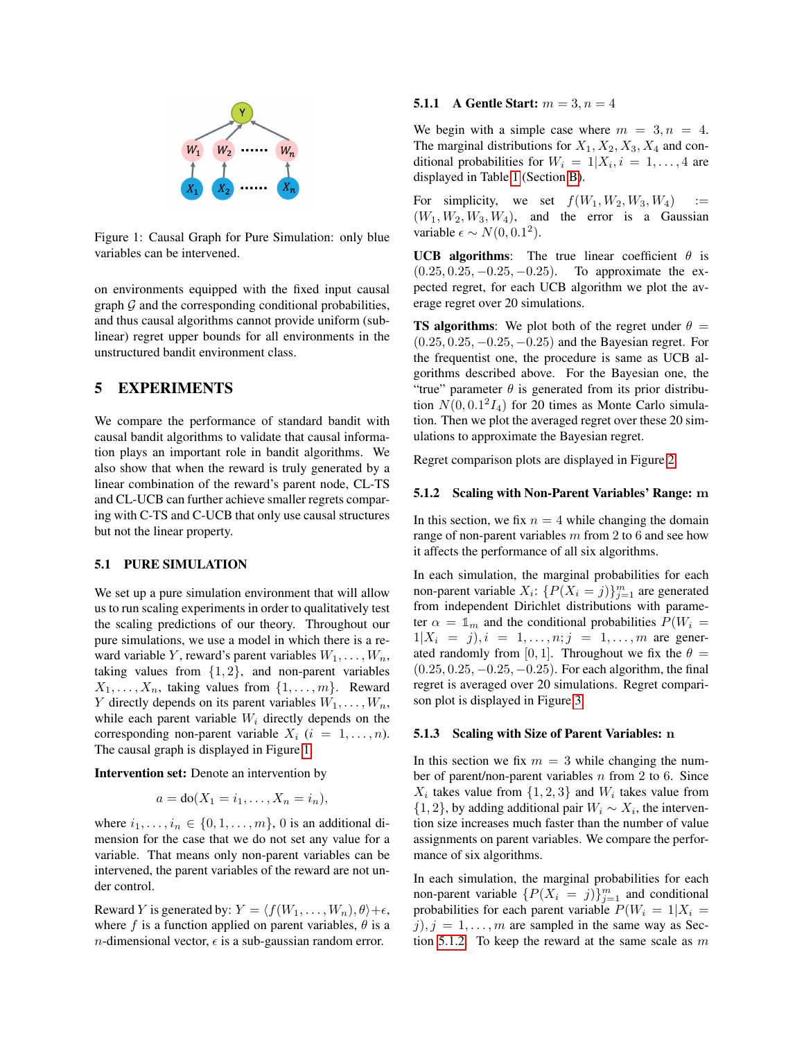Figure 1: Causal Graph for Pure Simulation: only blue variables can be intervened.

on environments equipped with the fixed input causal graph $\mathcal{G}$ and the corresponding conditional probabilities, and thus causal algorithms cannot provide uniform (sub-linear) regret upper bounds for all environments in the unstructured bandit environment class.

# 5 EXPERIMENTS

We compare the performance of standard bandit with causal bandit algorithms to validate that causal information plays an important role in bandit algorithms. We also show that when the reward is truly generated by a linear combination of the reward's parent node, CL-TS and CL-UCB can further achieve smaller regrets comparing with C-TS and C-UCB that only use causal structures but not the linear property.

## 5.1 PURE SIMULATION

We set up a pure simulation environment that will allow us to run scaling experiments in order to qualitatively test the scaling predictions of our theory. Throughout our pure simulations, we use a model in which there is a reward variable $Y$, reward's parent variables $W_1, \ldots, W_n$, taking values from $\{1, 2\}$, and non-parent variables $X_1, \ldots, X_n$, taking values from $\{1, \ldots, m\}$. Reward $Y$ directly depends on its parent variables $W_1, \ldots, W_n$, while each parent variable $W_i$ directly depends on the corresponding non-parent variable $X_i$ ($i = 1, \ldots, n$). The causal graph is displayed in Figure 1.

**Intervention set:** Denote an intervention by

$$a = \text{do}(X_1 = i_1, \ldots, X_n = i_n),$$

where $i_1, \ldots, i_n \in \{0, 1, \ldots, m\}$, 0 is an additional dimension for the case that we do not set any value for a variable. That means only non-parent variables can be intervened, the parent variables of the reward are not under control.

Reward $Y$ is generated by: $Y = \langle f(W_1, \ldots, W_n), \theta \rangle + \epsilon$, where $f$ is a function applied on parent variables, $\theta$ is a $n$-dimensional vector, $\epsilon$ is a sub-gaussian random error.

### 5.1.1 A Gentle Start: $m = 3, n = 4$

We begin with a simple case where $m = 3, n = 4$. The marginal distributions for $X_1, X_2, X_3, X_4$ and conditional probabilities for $W_i = 1 | X_i, i = 1, \ldots, 4$ are displayed in Table 1 (Section B).

For simplicity, we set $f(W_1, W_2, W_3, W_4) := (W_1, W_2, W_3, W_4)$, and the error is a Gaussian variable $\epsilon \sim N(0, 0.1^2)$.

**UCB algorithms**: The true linear coefficient $\theta$ is $(0.25, 0.25, -0.25, -0.25)$. To approximate the expected regret, for each UCB algorithm we plot the average regret over 20 simulations.

**TS algorithms**: We plot both of the regret under $\theta = (0.25, 0.25, -0.25, -0.25)$ and the Bayesian regret. For the frequentist one, the procedure is same as UCB algorithms described above. For the Bayesian one, the "true" parameter $\theta$ is generated from its prior distribution $N(0, 0.1^2 I_4)$ for 20 times as Monte Carlo simulation. Then we plot the averaged regret over these 20 simulations to approximate the Bayesian regret.

Regret comparison plots are displayed in Figure 2.

### 5.1.2 Scaling with Non-Parent Variables' Range: m

In this section, we fix $n = 4$ while changing the domain range of non-parent variables $m$ from 2 to 6 and see how it affects the performance of all six algorithms.

In each simulation, the marginal probabilities for each non-parent variable $X_i$: $\{P(X_i = j)\}_{j=1}^m$ are generated from independent Dirichlet distributions with parameter $\alpha = \mathbb{1}_m$ and the conditional probabilities $P(W_i = 1 | X_i = j), i = 1, \ldots, n; j = 1, \ldots, m$ are generated randomly from $[0, 1]$. Throughout we fix the $\theta = (0.25, 0.25, -0.25, -0.25)$. For each algorithm, the final regret is averaged over 20 simulations. Regret comparison plot is displayed in Figure 3.

### 5.1.3 Scaling with Size of Parent Variables: n

In this section we fix $m = 3$ while changing the number of parent/non-parent variables $n$ from 2 to 6. Since $X_i$ takes value from $\{1, 2, 3\}$ and $W_i$ takes value from $\{1, 2\}$, by adding additional pair $W_i \sim X_i$, the intervention size increases much faster than the number of value assignments on parent variables. We compare the performance of six algorithms.

In each simulation, the marginal probabilities for each non-parent variable $\{P(X_i = j)\}_{j=1}^m$ and conditional probabilities for each parent variable $P(W_i = 1 | X_i = j), j = 1, \ldots, m$ are sampled in the same way as Section 5.1.2. To keep the reward at the same scale as $m$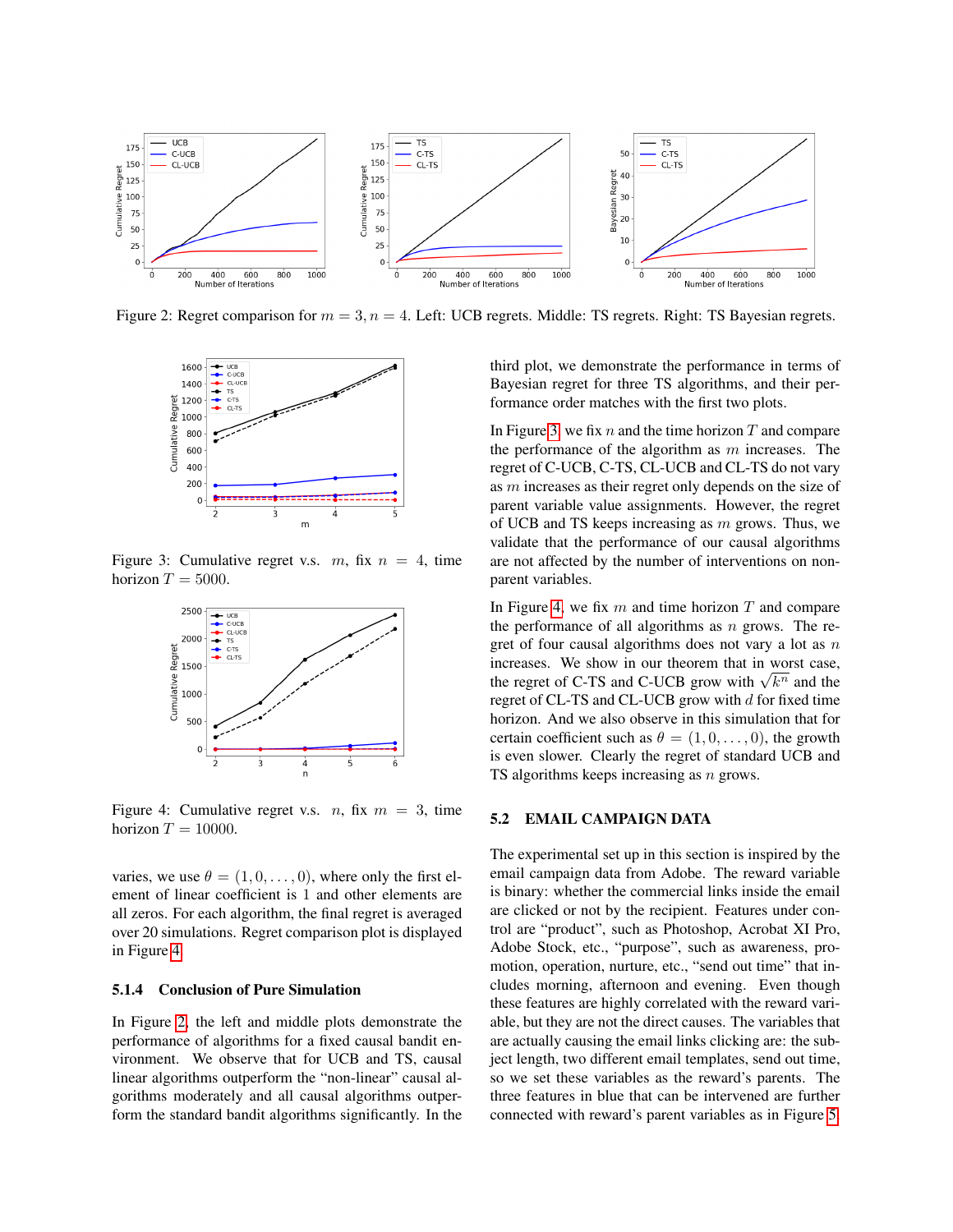Figure 2: Regret comparison for $m = 3, n = 4$. Left: UCB regrets. Middle: TS regrets. Right: TS Bayesian regrets.

Figure 3: Cumulative regret v.s. $m$, fix $n = 4$, time horizon $T = 5000$.

Figure 4: Cumulative regret v.s. $n$, fix $m = 3$, time horizon $T = 10000$.

varies, we use $\theta = (1, 0, \ldots, 0)$, where only the first element of linear coefficient is 1 and other elements are all zeros. For each algorithm, the final regret is averaged over 20 simulations. Regret comparison plot is displayed in Figure 4.

#### 5.1.4 Conclusion of Pure Simulation

In Figure 2, the left and middle plots demonstrate the performance of algorithms for a fixed causal bandit environment. We observe that for UCB and TS, causal linear algorithms outperform the "non-linear" causal algorithms moderately and all causal algorithms outperform the standard bandit algorithms significantly. In the third plot, we demonstrate the performance in terms of Bayesian regret for three TS algorithms, and their performance order matches with the first two plots.

In Figure 3, we fix $n$ and the time horizon $T$ and compare the performance of the algorithm as $m$ increases. The regret of C-UCB, C-TS, CL-UCB and CL-TS do not vary as $m$ increases as their regret only depends on the size of parent variable value assignments. However, the regret of UCB and TS keeps increasing as $m$ grows. Thus, we validate that the performance of our causal algorithms are not affected by the number of interventions on non-parent variables.

In Figure 4, we fix $m$ and time horizon $T$ and compare the performance of all algorithms as $n$ grows. The regret of four causal algorithms does not vary a lot as $n$ increases. We show in our theorem that in worst case, the regret of C-TS and C-UCB grow with $\sqrt{k^n}$ and the regret of CL-TS and CL-UCB grow with $d$ for fixed time horizon. And we also observe in this simulation that for certain coefficient such as $\theta = (1, 0, \ldots, 0)$, the growth is even slower. Clearly the regret of standard UCB and TS algorithms keeps increasing as $n$ grows.

### 5.2 EMAIL CAMPAIGN DATA

The experimental set up in this section is inspired by the email campaign data from Adobe. The reward variable is binary: whether the commercial links inside the email are clicked or not by the recipient. Features under control are "product", such as Photoshop, Acrobat XI Pro, Adobe Stock, etc., "purpose", such as awareness, promotion, operation, nurture, etc., "send out time" that includes morning, afternoon and evening. Even though these features are highly correlated with the reward variable, but they are not the direct causes. The variables that are actually causing the email links clicking are: the subject length, two different email templates, send out time, so we set these variables as the reward's parents. The three features in blue that can be intervened are further connected with reward's parent variables as in Figure 5.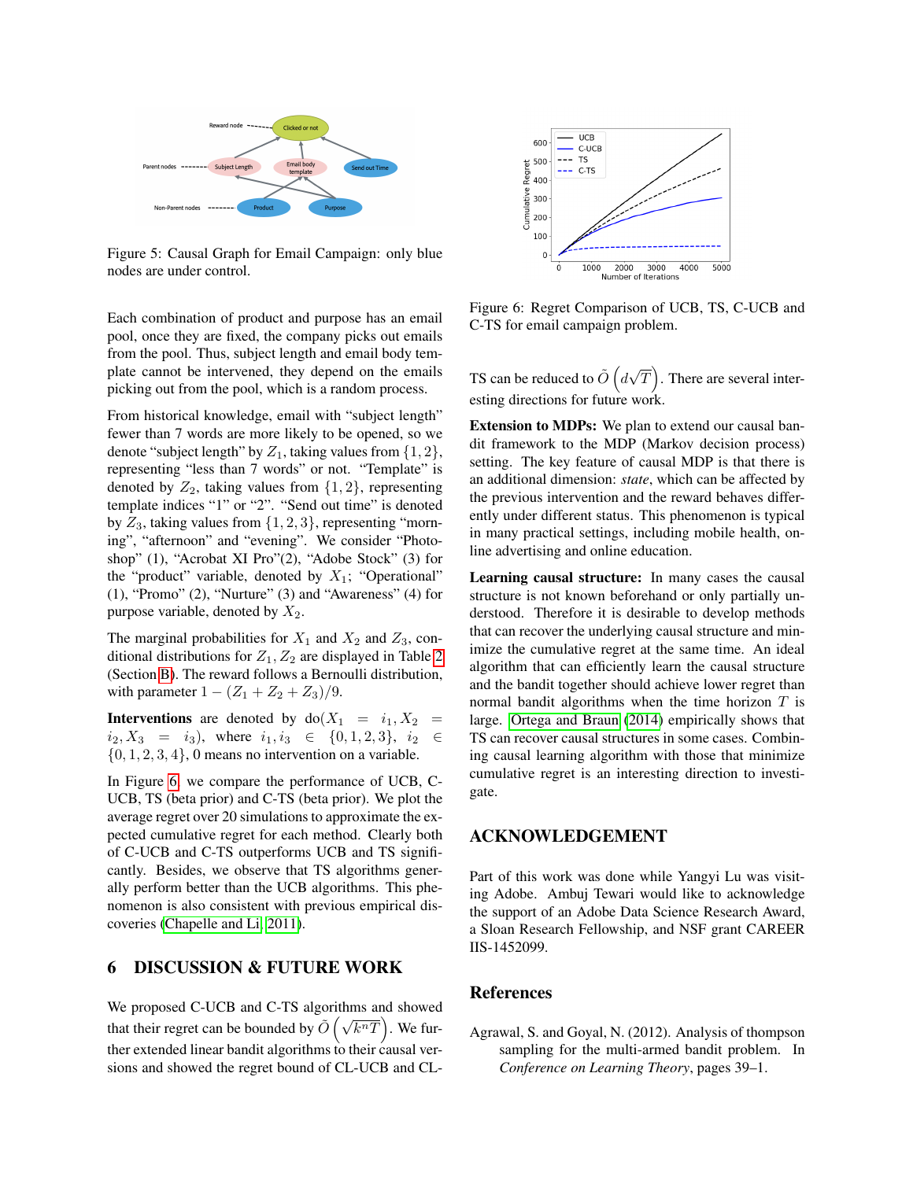Figure 5: Causal Graph for Email Campaign: only blue nodes are under control.

Each combination of product and purpose has an email pool, once they are fixed, the company picks out emails from the pool. Thus, subject length and email body template cannot be intervened, they depend on the emails picking out from the pool, which is a random process.

From historical knowledge, email with "subject length" fewer than 7 words are more likely to be opened, so we denote "subject length" by $Z_1$, taking values from $\{1, 2\}$, representing "less than 7 words" or not. "Template" is denoted by $Z_2$, taking values from $\{1, 2\}$, representing template indices "1" or "2". "Send out time" is denoted by $Z_3$, taking values from $\{1, 2, 3\}$, representing "morning", "afternoon" and "evening". We consider "Photoshop" (1), "Acrobat XI Pro"(2), "Adobe Stock" (3) for the "product" variable, denoted by $X_1$; "Operational" (1), "Promo" (2), "Nurture" (3) and "Awareness" (4) for purpose variable, denoted by $X_2$.

The marginal probabilities for $X_1$ and $X_2$ and $Z_3$, conditional distributions for $Z_1, Z_2$ are displayed in Table 2 (Section B). The reward follows a Bernoulli distribution, with parameter $1 - (Z_1 + Z_2 + Z_3)/9$.

**Interventions** are denoted by $\text{do}(X_1 = i_1, X_2 = i_2, X_3 = i_3)$, where $i_1, i_3 \in \{0, 1, 2, 3\}$, $i_2 \in \{0, 1, 2, 3, 4\}$, 0 means no intervention on a variable.

In Figure 6, we compare the performance of UCB, C-UCB, TS (beta prior) and C-TS (beta prior). We plot the average regret over 20 simulations to approximate the expected cumulative regret for each method. Clearly both of C-UCB and C-TS outperforms UCB and TS significantly. Besides, we observe that TS algorithms generally perform better than the UCB algorithms. This phenomenon is also consistent with previous empirical discoveries (Chapelle and Li, 2011).

Figure 6: Regret Comparison of UCB, TS, C-UCB and C-TS for email campaign problem.

## 6 DISCUSSION & FUTURE WORK

We proposed C-UCB and C-TS algorithms and showed that their regret can be bounded by $\tilde{O}\left(\sqrt{k^n T}\right)$. We further extended linear bandit algorithms to their causal versions and showed the regret bound of CL-UCB and CL-TS can be reduced to $\tilde{O}\left(d\sqrt{T}\right)$. There are several interesting directions for future work.

**Extension to MDPs:** We plan to extend our causal bandit framework to the MDP (Markov decision process) setting. The key feature of causal MDP is that there is an additional dimension: *state*, which can be affected by the previous intervention and the reward behaves differently under different status. This phenomenon is typical in many practical settings, including mobile health, online advertising and online education.

**Learning causal structure:** In many cases the causal structure is not known beforehand or only partially understood. Therefore it is desirable to develop methods that can recover the underlying causal structure and minimize the cumulative regret at the same time. An ideal algorithm that can efficiently learn the causal structure and the bandit together should achieve lower regret than normal bandit algorithms when the time horizon $T$ is large. Ortega and Braun (2014) empirically shows that TS can recover causal structures in some cases. Combining causal learning algorithm with those that minimize cumulative regret is an interesting direction to investigate.

## ACKNOWLEDGEMENT

Part of this work was done while Yangyi Lu was visiting Adobe. Ambuj Tewari would like to acknowledge the support of an Adobe Data Science Research Award, a Sloan Research Fellowship, and NSF grant CAREER IIS-1452099.

## References

Agrawal, S. and Goyal, N. (2012). Analysis of thompson sampling for the multi-armed bandit problem. In *Conference on Learning Theory*, pages 39–1.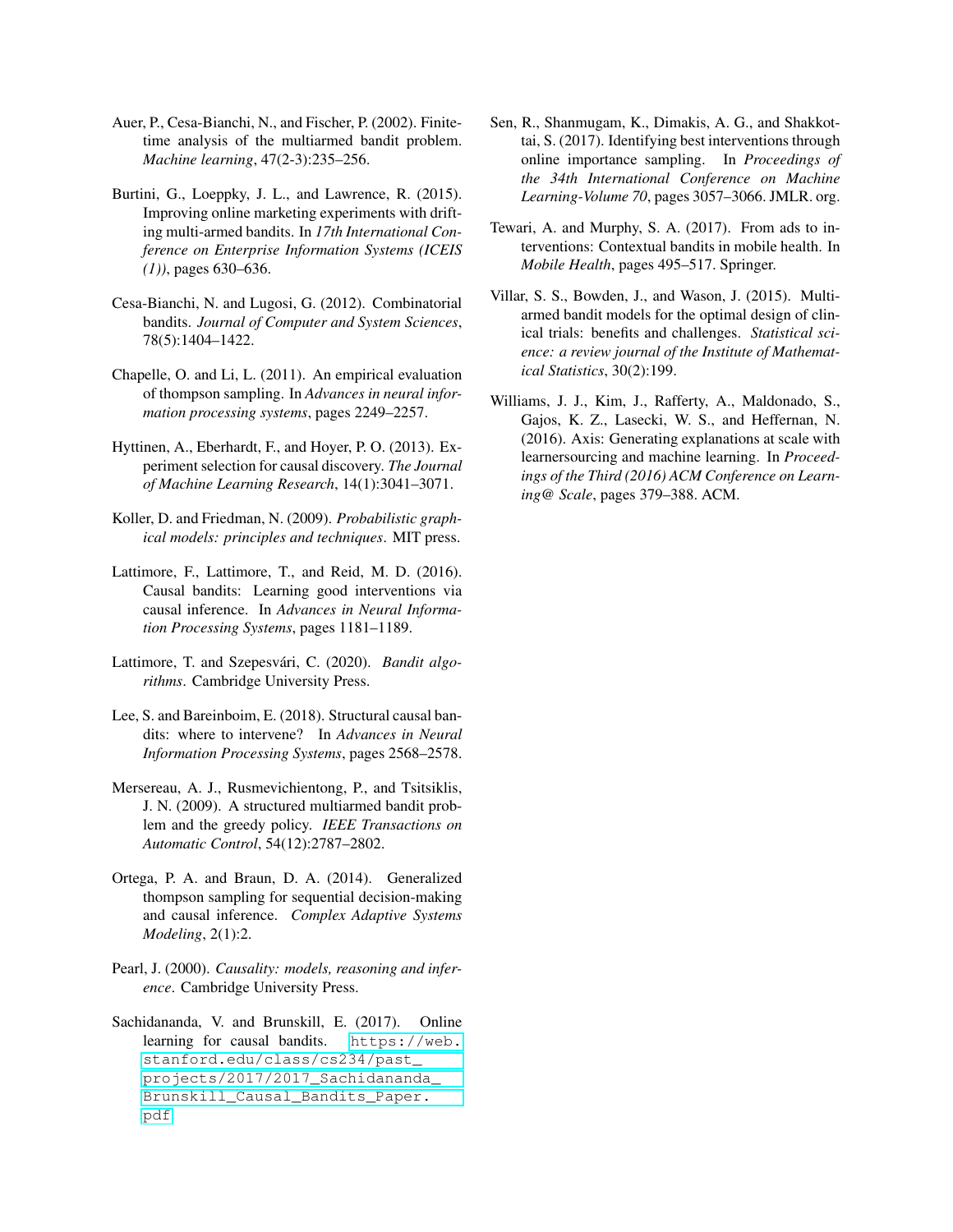Auer, P., Cesa-Bianchi, N., and Fischer, P. (2002). Finite-time analysis of the multiarmed bandit problem. *Machine learning*, 47(2-3):235–256.

Burtini, G., Loeppky, J. L., and Lawrence, R. (2015). Improving online marketing experiments with drifting multi-armed bandits. In *17th International Conference on Enterprise Information Systems (ICEIS (1))*, pages 630–636.

Cesa-Bianchi, N. and Lugosi, G. (2012). Combinatorial bandits. *Journal of Computer and System Sciences*, 78(5):1404–1422.

Chapelle, O. and Li, L. (2011). An empirical evaluation of thompson sampling. In *Advances in neural information processing systems*, pages 2249–2257.

Hyttinen, A., Eberhardt, F., and Hoyer, P. O. (2013). Experiment selection for causal discovery. *The Journal of Machine Learning Research*, 14(1):3041–3071.

Koller, D. and Friedman, N. (2009). *Probabilistic graphical models: principles and techniques*. MIT press.

Lattimore, F., Lattimore, T., and Reid, M. D. (2016). Causal bandits: Learning good interventions via causal inference. In *Advances in Neural Information Processing Systems*, pages 1181–1189.

Lattimore, T. and Szepesvári, C. (2020). *Bandit algorithms*. Cambridge University Press.

Lee, S. and Bareinboim, E. (2018). Structural causal bandits: where to intervene? In *Advances in Neural Information Processing Systems*, pages 2568–2578.

Mersereau, A. J., Rusmevichientong, P., and Tsitsiklis, J. N. (2009). A structured multiarmed bandit problem and the greedy policy. *IEEE Transactions on Automatic Control*, 54(12):2787–2802.

Ortega, P. A. and Braun, D. A. (2014). Generalized thompson sampling for sequential decision-making and causal inference. *Complex Adaptive Systems Modeling*, 2(1):2.

Pearl, J. (2000). *Causality: models, reasoning and inference*. Cambridge University Press.

Sachidananda, V. and Brunskill, E. (2017). Online learning for causal bandits. `https://web.stanford.edu/class/cs234/past_projects/2017/2017_Sachidananda_Brunskill_Causal_Bandits_Paper.pdf`

Sen, R., Shanmugam, K., Dimakis, A. G., and Shakkottai, S. (2017). Identifying best interventions through online importance sampling. In *Proceedings of the 34th International Conference on Machine Learning-Volume 70*, pages 3057–3066. JMLR. org.

Tewari, A. and Murphy, S. A. (2017). From ads to interventions: Contextual bandits in mobile health. In *Mobile Health*, pages 495–517. Springer.

Villar, S. S., Bowden, J., and Wason, J. (2015). Multi-armed bandit models for the optimal design of clinical trials: benefits and challenges. *Statistical science: a review journal of the Institute of Mathematical Statistics*, 30(2):199.

Williams, J. J., Kim, J., Rafferty, A., Maldonado, S., Gajos, K. Z., Lasecki, W. S., and Heffernan, N. (2016). Axis: Generating explanations at scale with learnersourcing and machine learning. In *Proceedings of the Third (2016) ACM Conference on Learning@ Scale*, pages 379–388. ACM.